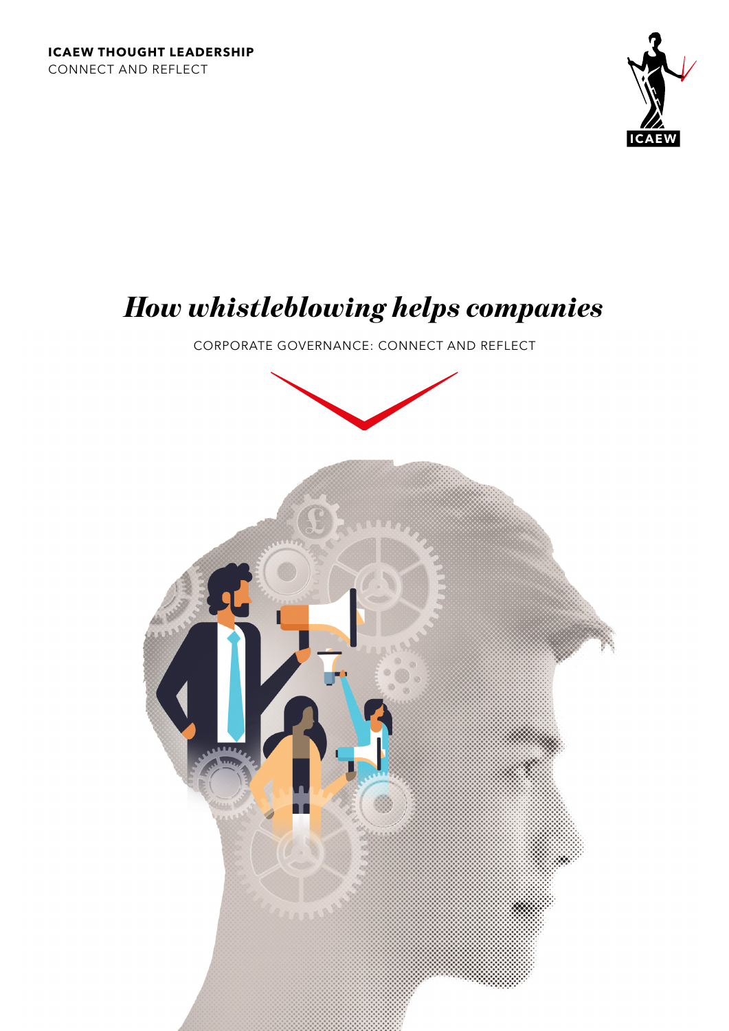**ICAEW THOUGHT LEADERSHIP**
CONNECT AND REFLECT

# *How whistleblowing helps companies*

CORPORATE GOVERNANCE: CONNECT AND REFLECT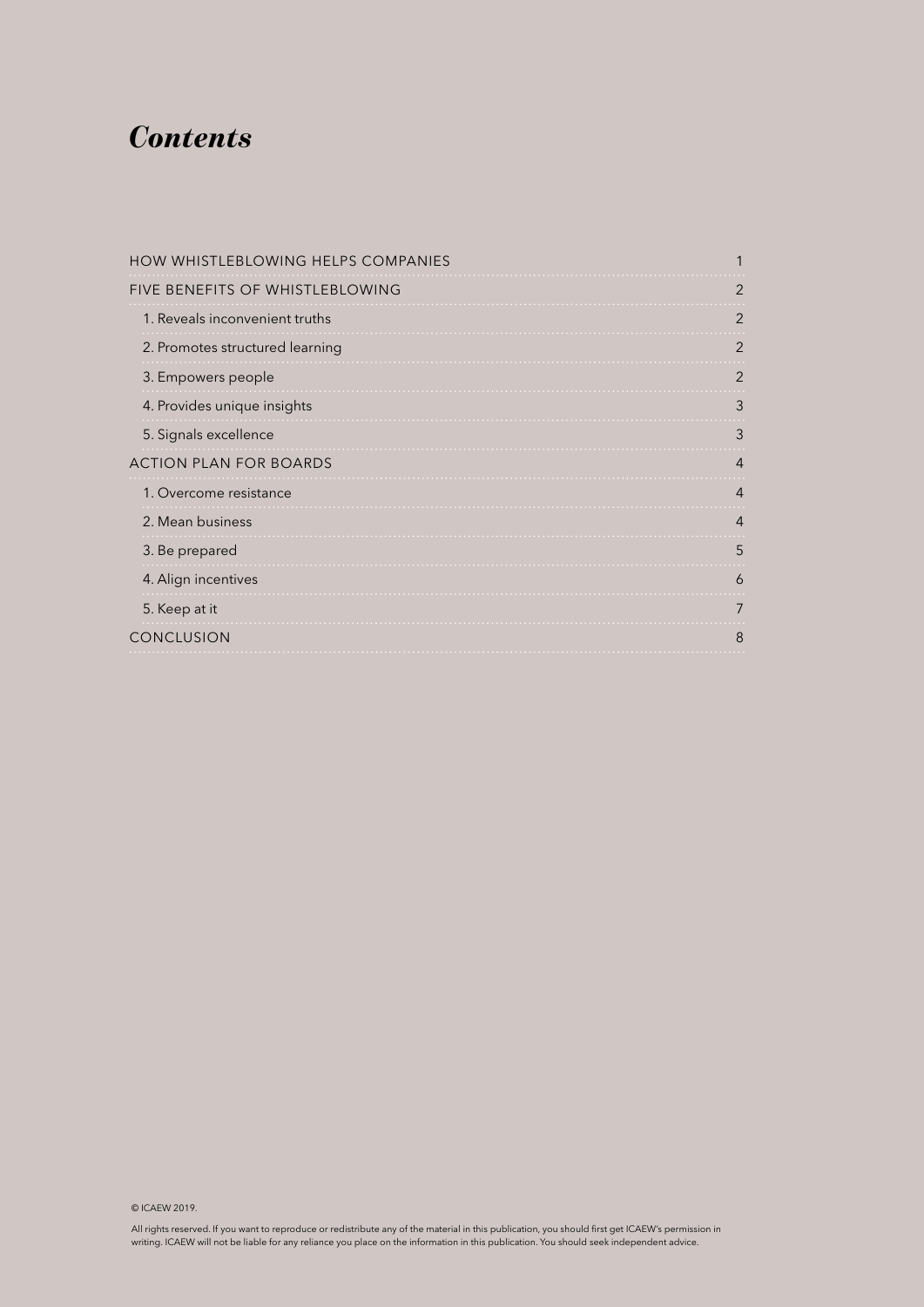# *Contents*

| | |
|---|---|
| HOW WHISTLEBLOWING HELPS COMPANIES | 1 |
| FIVE BENEFITS OF WHISTLEBLOWING | 2 |
| 1. Reveals inconvenient truths | 2 |
| 2. Promotes structured learning | 2 |
| 3. Empowers people | 2 |
| 4. Provides unique insights | 3 |
| 5. Signals excellence | 3 |
| ACTION PLAN FOR BOARDS | 4 |
| 1. Overcome resistance | 4 |
| 2. Mean business | 4 |
| 3. Be prepared | 5 |
| 4. Align incentives | 6 |
| 5. Keep at it | 7 |
| CONCLUSION | 8 |

© ICAEW 2019.

All rights reserved. If you want to reproduce or redistribute any of the material in this publication, you should first get ICAEW's permission in writing. ICAEW will not be liable for any reliance you place on the information in this publication. You should seek independent advice.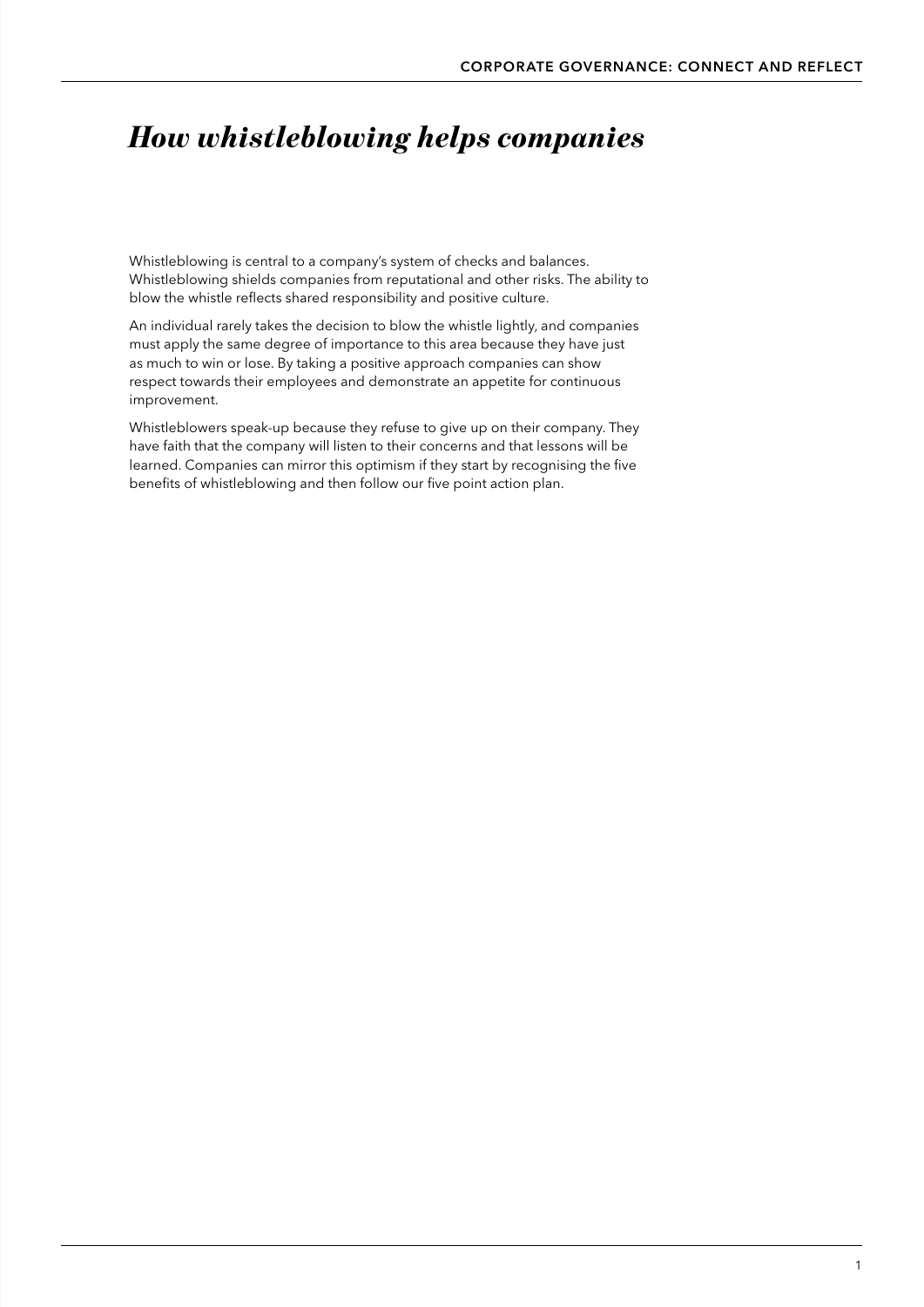# *How whistleblowing helps companies*

Whistleblowing is central to a company's system of checks and balances. Whistleblowing shields companies from reputational and other risks. The ability to blow the whistle reflects shared responsibility and positive culture.

An individual rarely takes the decision to blow the whistle lightly, and companies must apply the same degree of importance to this area because they have just as much to win or lose. By taking a positive approach companies can show respect towards their employees and demonstrate an appetite for continuous improvement.

Whistleblowers speak-up because they refuse to give up on their company. They have faith that the company will listen to their concerns and that lessons will be learned. Companies can mirror this optimism if they start by recognising the five benefits of whistleblowing and then follow our five point action plan.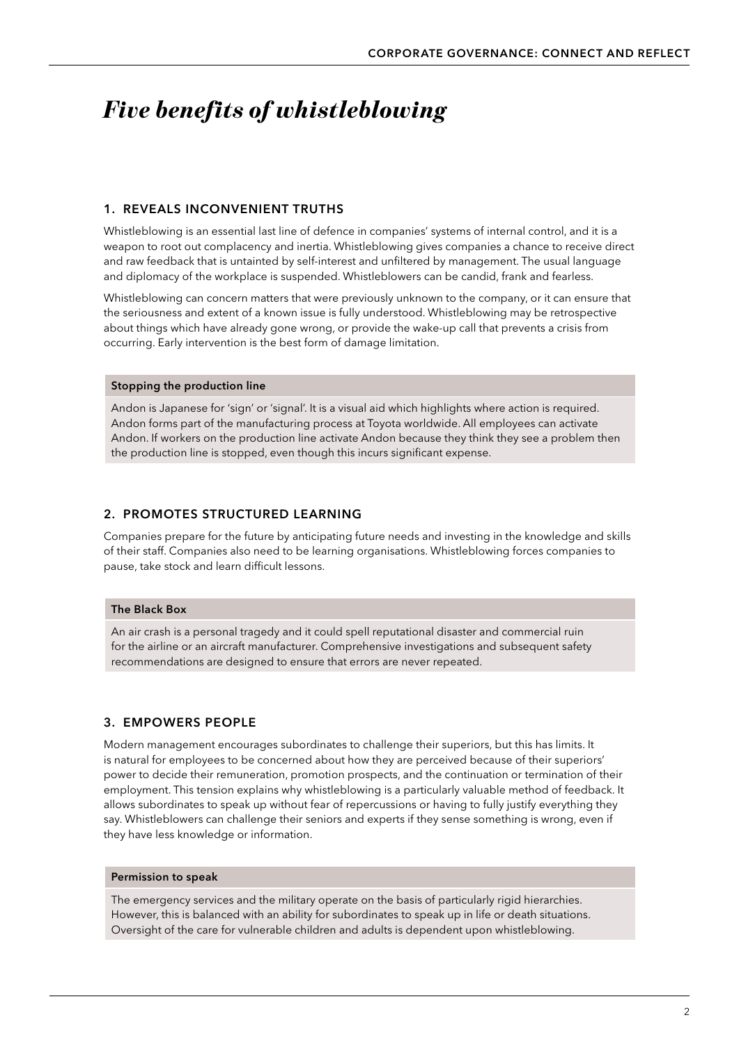# *Five benefits of whistleblowing*

## 1. REVEALS INCONVENIENT TRUTHS

Whistleblowing is an essential last line of defence in companies' systems of internal control, and it is a weapon to root out complacency and inertia. Whistleblowing gives companies a chance to receive direct and raw feedback that is untainted by self-interest and unfiltered by management. The usual language and diplomacy of the workplace is suspended. Whistleblowers can be candid, frank and fearless.

Whistleblowing can concern matters that were previously unknown to the company, or it can ensure that the seriousness and extent of a known issue is fully understood. Whistleblowing may be retrospective about things which have already gone wrong, or provide the wake-up call that prevents a crisis from occurring. Early intervention is the best form of damage limitation.

**Stopping the production line**

Andon is Japanese for 'sign' or 'signal'. It is a visual aid which highlights where action is required. Andon forms part of the manufacturing process at Toyota worldwide. All employees can activate Andon. If workers on the production line activate Andon because they think they see a problem then the production line is stopped, even though this incurs significant expense.

## 2. PROMOTES STRUCTURED LEARNING

Companies prepare for the future by anticipating future needs and investing in the knowledge and skills of their staff. Companies also need to be learning organisations. Whistleblowing forces companies to pause, take stock and learn difficult lessons.

**The Black Box**

An air crash is a personal tragedy and it could spell reputational disaster and commercial ruin for the airline or an aircraft manufacturer. Comprehensive investigations and subsequent safety recommendations are designed to ensure that errors are never repeated.

## 3. EMPOWERS PEOPLE

Modern management encourages subordinates to challenge their superiors, but this has limits. It is natural for employees to be concerned about how they are perceived because of their superiors' power to decide their remuneration, promotion prospects, and the continuation or termination of their employment. This tension explains why whistleblowing is a particularly valuable method of feedback. It allows subordinates to speak up without fear of repercussions or having to fully justify everything they say. Whistleblowers can challenge their seniors and experts if they sense something is wrong, even if they have less knowledge or information.

**Permission to speak**

The emergency services and the military operate on the basis of particularly rigid hierarchies. However, this is balanced with an ability for subordinates to speak up in life or death situations. Oversight of the care for vulnerable children and adults is dependent upon whistleblowing.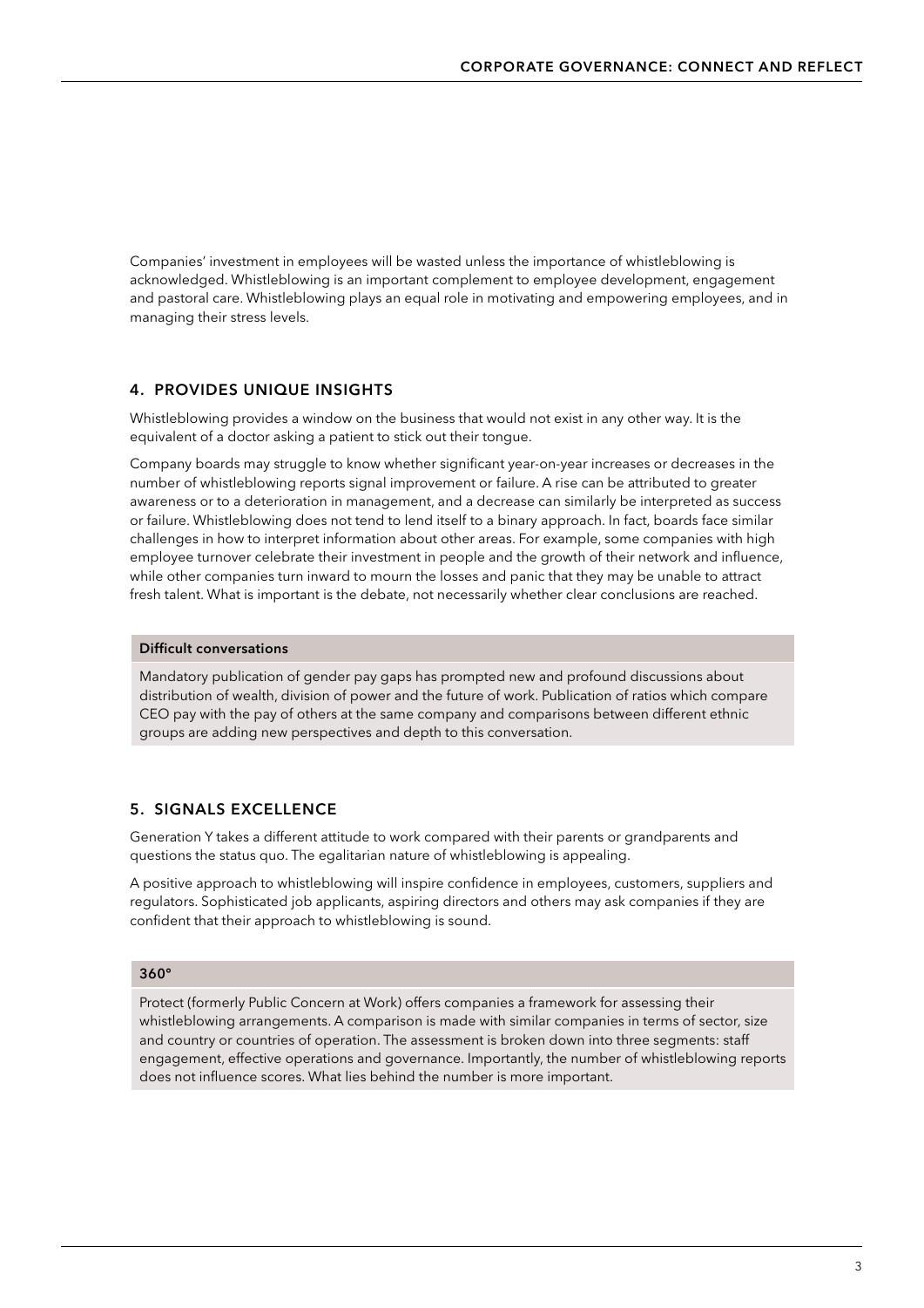Companies' investment in employees will be wasted unless the importance of whistleblowing is acknowledged. Whistleblowing is an important complement to employee development, engagement and pastoral care. Whistleblowing plays an equal role in motivating and empowering employees, and in managing their stress levels.

## 4. PROVIDES UNIQUE INSIGHTS

Whistleblowing provides a window on the business that would not exist in any other way. It is the equivalent of a doctor asking a patient to stick out their tongue.

Company boards may struggle to know whether significant year-on-year increases or decreases in the number of whistleblowing reports signal improvement or failure. A rise can be attributed to greater awareness or to a deterioration in management, and a decrease can similarly be interpreted as success or failure. Whistleblowing does not tend to lend itself to a binary approach. In fact, boards face similar challenges in how to interpret information about other areas. For example, some companies with high employee turnover celebrate their investment in people and the growth of their network and influence, while other companies turn inward to mourn the losses and panic that they may be unable to attract fresh talent. What is important is the debate, not necessarily whether clear conclusions are reached.

**Difficult conversations**

Mandatory publication of gender pay gaps has prompted new and profound discussions about distribution of wealth, division of power and the future of work. Publication of ratios which compare CEO pay with the pay of others at the same company and comparisons between different ethnic groups are adding new perspectives and depth to this conversation.

## 5. SIGNALS EXCELLENCE

Generation Y takes a different attitude to work compared with their parents or grandparents and questions the status quo. The egalitarian nature of whistleblowing is appealing.

A positive approach to whistleblowing will inspire confidence in employees, customers, suppliers and regulators. Sophisticated job applicants, aspiring directors and others may ask companies if they are confident that their approach to whistleblowing is sound.

**360°**

Protect (formerly Public Concern at Work) offers companies a framework for assessing their whistleblowing arrangements. A comparison is made with similar companies in terms of sector, size and country or countries of operation. The assessment is broken down into three segments: staff engagement, effective operations and governance. Importantly, the number of whistleblowing reports does not influence scores. What lies behind the number is more important.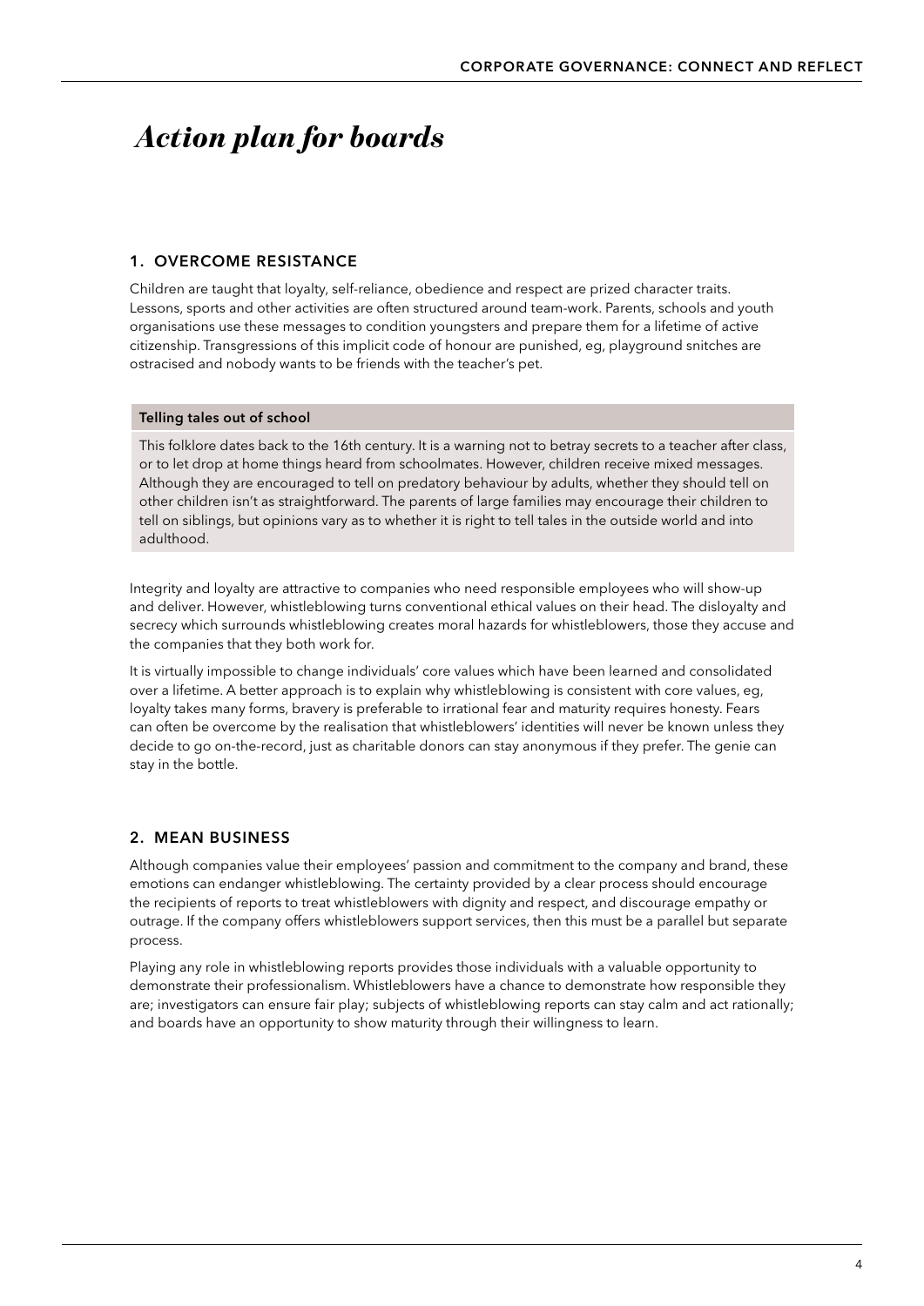# *Action plan for boards*

## 1. OVERCOME RESISTANCE

Children are taught that loyalty, self-reliance, obedience and respect are prized character traits. Lessons, sports and other activities are often structured around team-work. Parents, schools and youth organisations use these messages to condition youngsters and prepare them for a lifetime of active citizenship. Transgressions of this implicit code of honour are punished, eg, playground snitches are ostracised and nobody wants to be friends with the teacher's pet.

> **Telling tales out of school**
>
> This folklore dates back to the 16th century. It is a warning not to betray secrets to a teacher after class, or to let drop at home things heard from schoolmates. However, children receive mixed messages. Although they are encouraged to tell on predatory behaviour by adults, whether they should tell on other children isn't as straightforward. The parents of large families may encourage their children to tell on siblings, but opinions vary as to whether it is right to tell tales in the outside world and into adulthood.

Integrity and loyalty are attractive to companies who need responsible employees who will show-up and deliver. However, whistleblowing turns conventional ethical values on their head. The disloyalty and secrecy which surrounds whistleblowing creates moral hazards for whistleblowers, those they accuse and the companies that they both work for.

It is virtually impossible to change individuals' core values which have been learned and consolidated over a lifetime. A better approach is to explain why whistleblowing is consistent with core values, eg, loyalty takes many forms, bravery is preferable to irrational fear and maturity requires honesty. Fears can often be overcome by the realisation that whistleblowers' identities will never be known unless they decide to go on-the-record, just as charitable donors can stay anonymous if they prefer. The genie can stay in the bottle.

## 2. MEAN BUSINESS

Although companies value their employees' passion and commitment to the company and brand, these emotions can endanger whistleblowing. The certainty provided by a clear process should encourage the recipients of reports to treat whistleblowers with dignity and respect, and discourage empathy or outrage. If the company offers whistleblowers support services, then this must be a parallel but separate process.

Playing any role in whistleblowing reports provides those individuals with a valuable opportunity to demonstrate their professionalism. Whistleblowers have a chance to demonstrate how responsible they are; investigators can ensure fair play; subjects of whistleblowing reports can stay calm and act rationally; and boards have an opportunity to show maturity through their willingness to learn.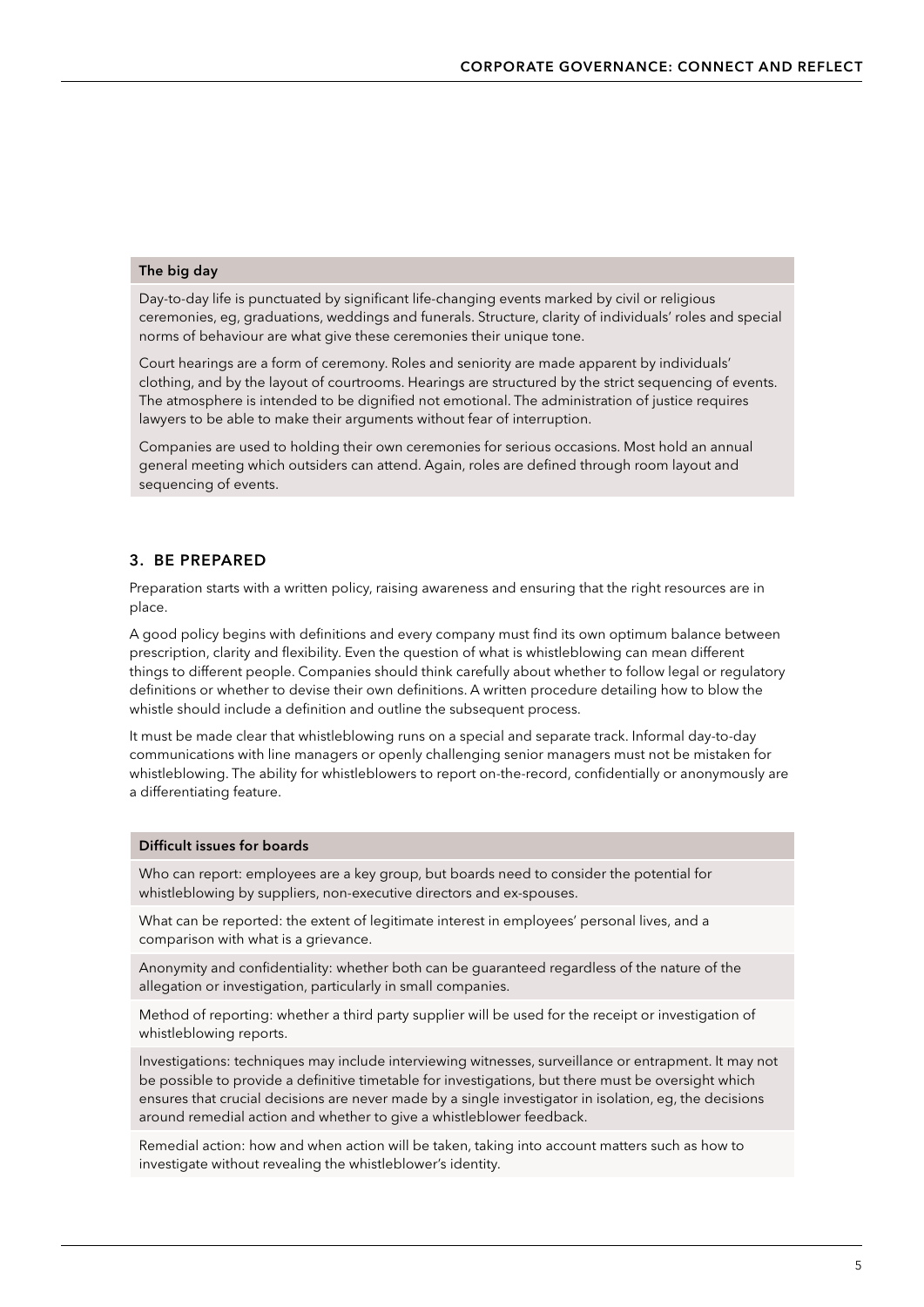**The big day**

Day-to-day life is punctuated by significant life-changing events marked by civil or religious ceremonies, eg, graduations, weddings and funerals. Structure, clarity of individuals' roles and special norms of behaviour are what give these ceremonies their unique tone.

Court hearings are a form of ceremony. Roles and seniority are made apparent by individuals' clothing, and by the layout of courtrooms. Hearings are structured by the strict sequencing of events. The atmosphere is intended to be dignified not emotional. The administration of justice requires lawyers to be able to make their arguments without fear of interruption.

Companies are used to holding their own ceremonies for serious occasions. Most hold an annual general meeting which outsiders can attend. Again, roles are defined through room layout and sequencing of events.

## 3. BE PREPARED

Preparation starts with a written policy, raising awareness and ensuring that the right resources are in place.

A good policy begins with definitions and every company must find its own optimum balance between prescription, clarity and flexibility. Even the question of what is whistleblowing can mean different things to different people. Companies should think carefully about whether to follow legal or regulatory definitions or whether to devise their own definitions. A written procedure detailing how to blow the whistle should include a definition and outline the subsequent process.

It must be made clear that whistleblowing runs on a special and separate track. Informal day-to-day communications with line managers or openly challenging senior managers must not be mistaken for whistleblowing. The ability for whistleblowers to report on-the-record, confidentially or anonymously are a differentiating feature.

**Difficult issues for boards**

Who can report: employees are a key group, but boards need to consider the potential for whistleblowing by suppliers, non-executive directors and ex-spouses.

What can be reported: the extent of legitimate interest in employees' personal lives, and a comparison with what is a grievance.

Anonymity and confidentiality: whether both can be guaranteed regardless of the nature of the allegation or investigation, particularly in small companies.

Method of reporting: whether a third party supplier will be used for the receipt or investigation of whistleblowing reports.

Investigations: techniques may include interviewing witnesses, surveillance or entrapment. It may not be possible to provide a definitive timetable for investigations, but there must be oversight which ensures that crucial decisions are never made by a single investigator in isolation, eg, the decisions around remedial action and whether to give a whistleblower feedback.

Remedial action: how and when action will be taken, taking into account matters such as how to investigate without revealing the whistleblower's identity.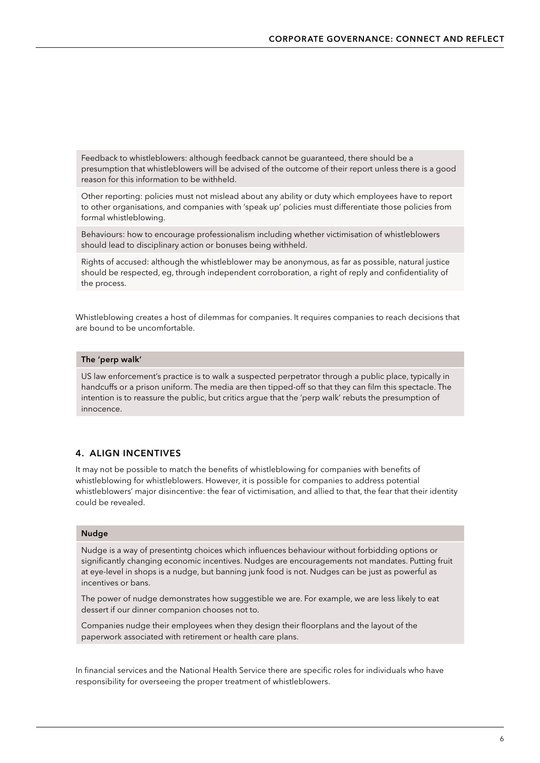Feedback to whistleblowers: although feedback cannot be guaranteed, there should be a presumption that whistleblowers will be advised of the outcome of their report unless there is a good reason for this information to be withheld.

Other reporting: policies must not mislead about any ability or duty which employees have to report to other organisations, and companies with 'speak up' policies must differentiate those policies from formal whistleblowing.

Behaviours: how to encourage professionalism including whether victimisation of whistleblowers should lead to disciplinary action or bonuses being withheld.

Rights of accused: although the whistleblower may be anonymous, as far as possible, natural justice should be respected, eg, through independent corroboration, a right of reply and confidentiality of the process.

Whistleblowing creates a host of dilemmas for companies. It requires companies to reach decisions that are bound to be uncomfortable.

**The 'perp walk'**

US law enforcement's practice is to walk a suspected perpetrator through a public place, typically in handcuffs or a prison uniform. The media are then tipped-off so that they can film this spectacle. The intention is to reassure the public, but critics argue that the 'perp walk' rebuts the presumption of innocence.

## 4. ALIGN INCENTIVES

It may not be possible to match the benefits of whistleblowing for companies with benefits of whistleblowing for whistleblowers. However, it is possible for companies to address potential whistleblowers' major disincentive: the fear of victimisation, and allied to that, the fear that their identity could be revealed.

**Nudge**

Nudge is a way of presentintg choices which influences behaviour without forbidding options or significantly changing economic incentives. Nudges are encouragements not mandates. Putting fruit at eye-level in shops is a nudge, but banning junk food is not. Nudges can be just as powerful as incentives or bans.

The power of nudge demonstrates how suggestible we are. For example, we are less likely to eat dessert if our dinner companion chooses not to.

Companies nudge their employees when they design their floorplans and the layout of the paperwork associated with retirement or health care plans.

In financial services and the National Health Service there are specific roles for individuals who have responsibility for overseeing the proper treatment of whistleblowers.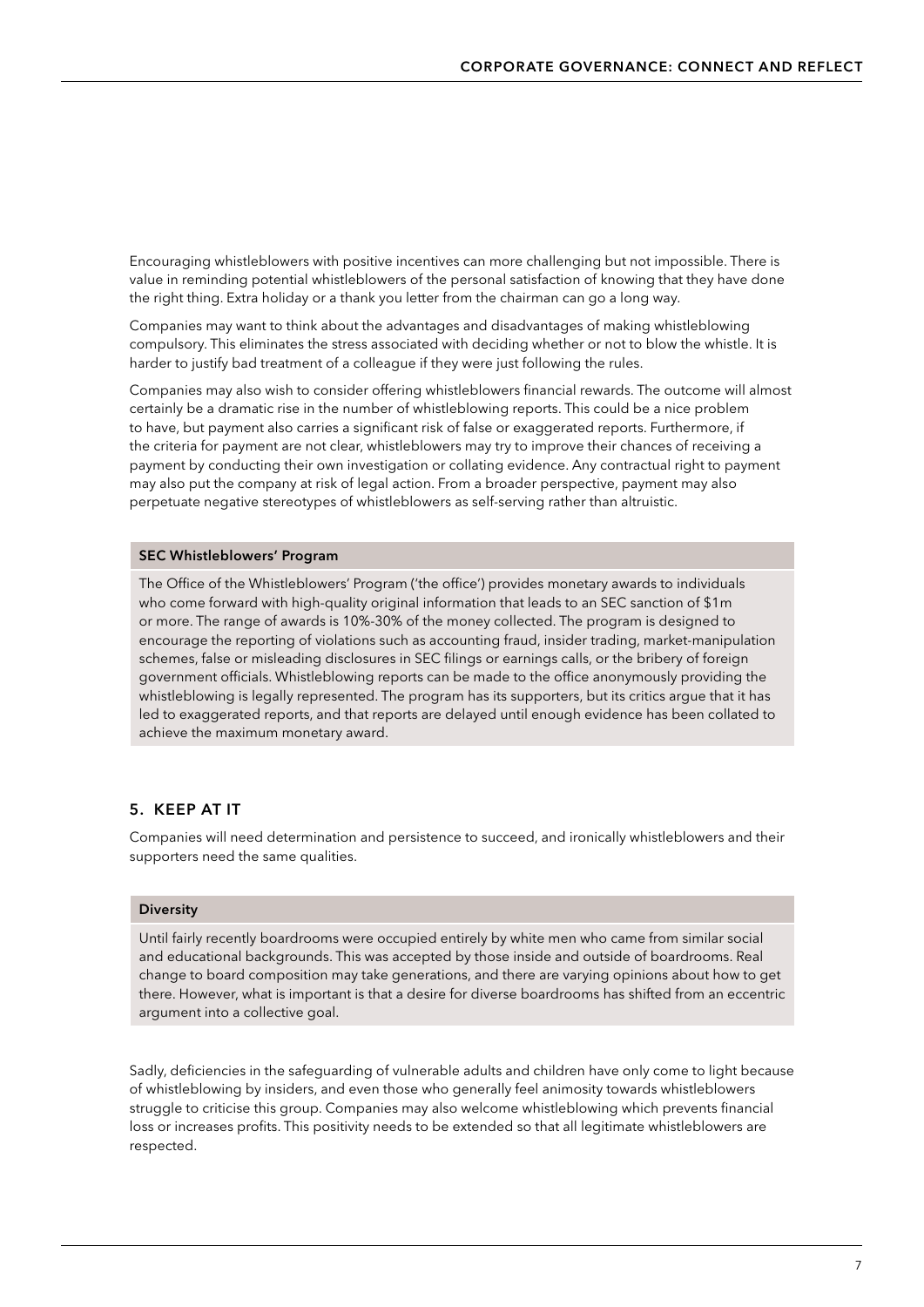Encouraging whistleblowers with positive incentives can more challenging but not impossible. There is value in reminding potential whistleblowers of the personal satisfaction of knowing that they have done the right thing. Extra holiday or a thank you letter from the chairman can go a long way.

Companies may want to think about the advantages and disadvantages of making whistleblowing compulsory. This eliminates the stress associated with deciding whether or not to blow the whistle. It is harder to justify bad treatment of a colleague if they were just following the rules.

Companies may also wish to consider offering whistleblowers financial rewards. The outcome will almost certainly be a dramatic rise in the number of whistleblowing reports. This could be a nice problem to have, but payment also carries a significant risk of false or exaggerated reports. Furthermore, if the criteria for payment are not clear, whistleblowers may try to improve their chances of receiving a payment by conducting their own investigation or collating evidence. Any contractual right to payment may also put the company at risk of legal action. From a broader perspective, payment may also perpetuate negative stereotypes of whistleblowers as self-serving rather than altruistic.

**SEC Whistleblowers' Program**

The Office of the Whistleblowers' Program ('the office') provides monetary awards to individuals who come forward with high-quality original information that leads to an SEC sanction of $1m or more. The range of awards is 10%-30% of the money collected. The program is designed to encourage the reporting of violations such as accounting fraud, insider trading, market-manipulation schemes, false or misleading disclosures in SEC filings or earnings calls, or the bribery of foreign government officials. Whistleblowing reports can be made to the office anonymously providing the whistleblowing is legally represented. The program has its supporters, but its critics argue that it has led to exaggerated reports, and that reports are delayed until enough evidence has been collated to achieve the maximum monetary award.

## 5. KEEP AT IT

Companies will need determination and persistence to succeed, and ironically whistleblowers and their supporters need the same qualities.

**Diversity**

Until fairly recently boardrooms were occupied entirely by white men who came from similar social and educational backgrounds. This was accepted by those inside and outside of boardrooms. Real change to board composition may take generations, and there are varying opinions about how to get there. However, what is important is that a desire for diverse boardrooms has shifted from an eccentric argument into a collective goal.

Sadly, deficiencies in the safeguarding of vulnerable adults and children have only come to light because of whistleblowing by insiders, and even those who generally feel animosity towards whistleblowers struggle to criticise this group. Companies may also welcome whistleblowing which prevents financial loss or increases profits. This positivity needs to be extended so that all legitimate whistleblowers are respected.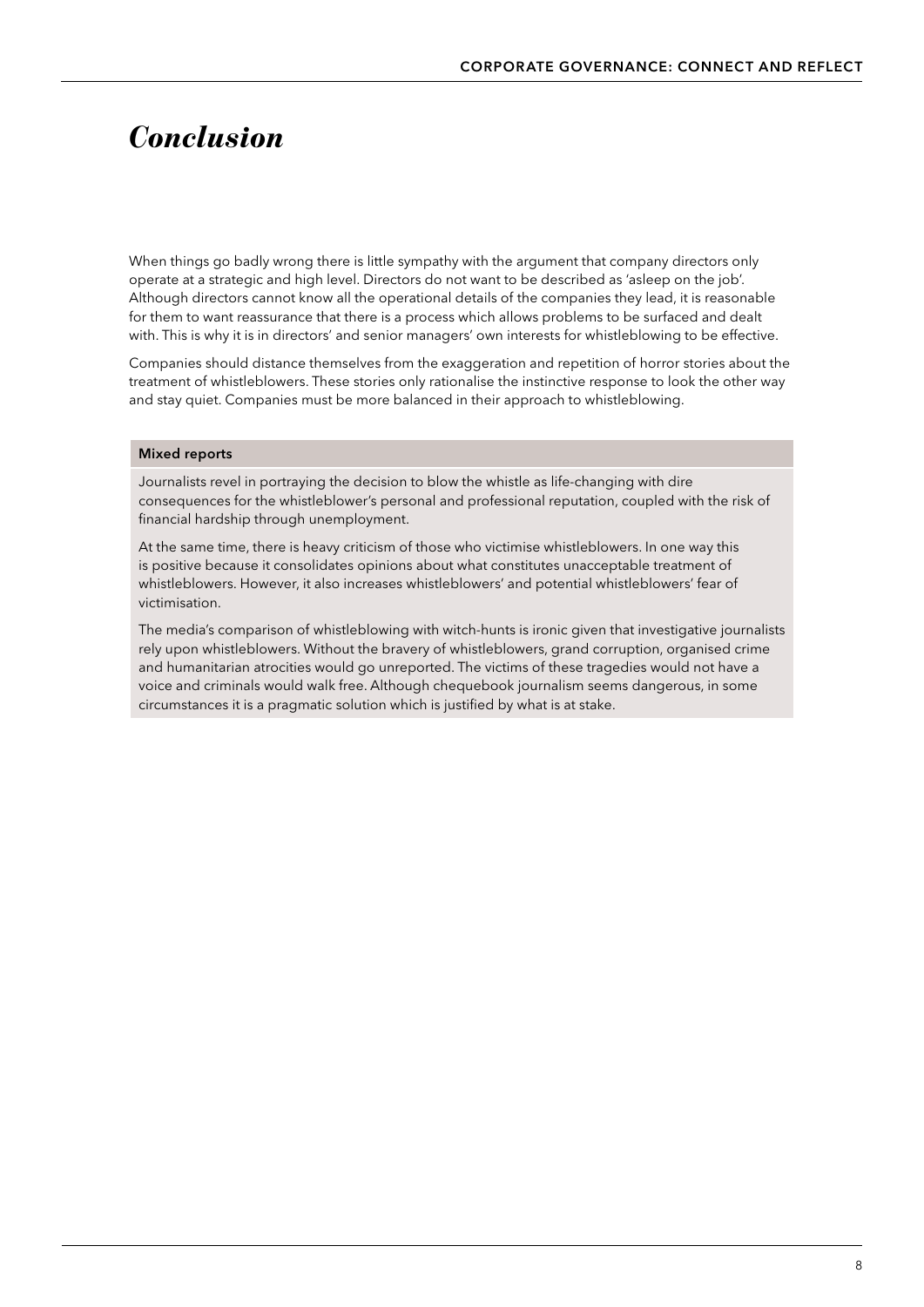# *Conclusion*

When things go badly wrong there is little sympathy with the argument that company directors only operate at a strategic and high level. Directors do not want to be described as 'asleep on the job'. Although directors cannot know all the operational details of the companies they lead, it is reasonable for them to want reassurance that there is a process which allows problems to be surfaced and dealt with. This is why it is in directors' and senior managers' own interests for whistleblowing to be effective.

Companies should distance themselves from the exaggeration and repetition of horror stories about the treatment of whistleblowers. These stories only rationalise the instinctive response to look the other way and stay quiet. Companies must be more balanced in their approach to whistleblowing.

**Mixed reports**

Journalists revel in portraying the decision to blow the whistle as life-changing with dire consequences for the whistleblower's personal and professional reputation, coupled with the risk of financial hardship through unemployment.

At the same time, there is heavy criticism of those who victimise whistleblowers. In one way this is positive because it consolidates opinions about what constitutes unacceptable treatment of whistleblowers. However, it also increases whistleblowers' and potential whistleblowers' fear of victimisation.

The media's comparison of whistleblowing with witch-hunts is ironic given that investigative journalists rely upon whistleblowers. Without the bravery of whistleblowers, grand corruption, organised crime and humanitarian atrocities would go unreported. The victims of these tragedies would not have a voice and criminals would walk free. Although chequebook journalism seems dangerous, in some circumstances it is a pragmatic solution which is justified by what is at stake.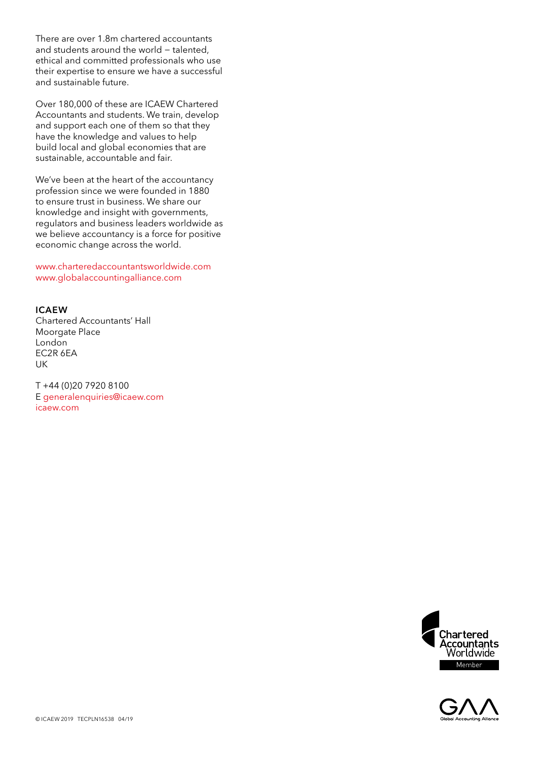There are over 1.8m chartered accountants and students around the world – talented, ethical and committed professionals who use their expertise to ensure we have a successful and sustainable future.

Over 180,000 of these are ICAEW Chartered Accountants and students. We train, develop and support each one of them so that they have the knowledge and values to help build local and global economies that are sustainable, accountable and fair.

We've been at the heart of the accountancy profession since we were founded in 1880 to ensure trust in business. We share our knowledge and insight with governments, regulators and business leaders worldwide as we believe accountancy is a force for positive economic change across the world.

www.charteredaccountantsworldwide.com
www.globalaccountingalliance.com

**ICAEW**
Chartered Accountants' Hall
Moorgate Place
London
EC2R 6EA
UK

T +44 (0)20 7920 8100
E generalenquiries@icaew.com
icaew.com

Chartered Accountants Worldwide
Member

GAA
Global Accounting Alliance

© ICAEW 2019 TECPLN16538 04/19